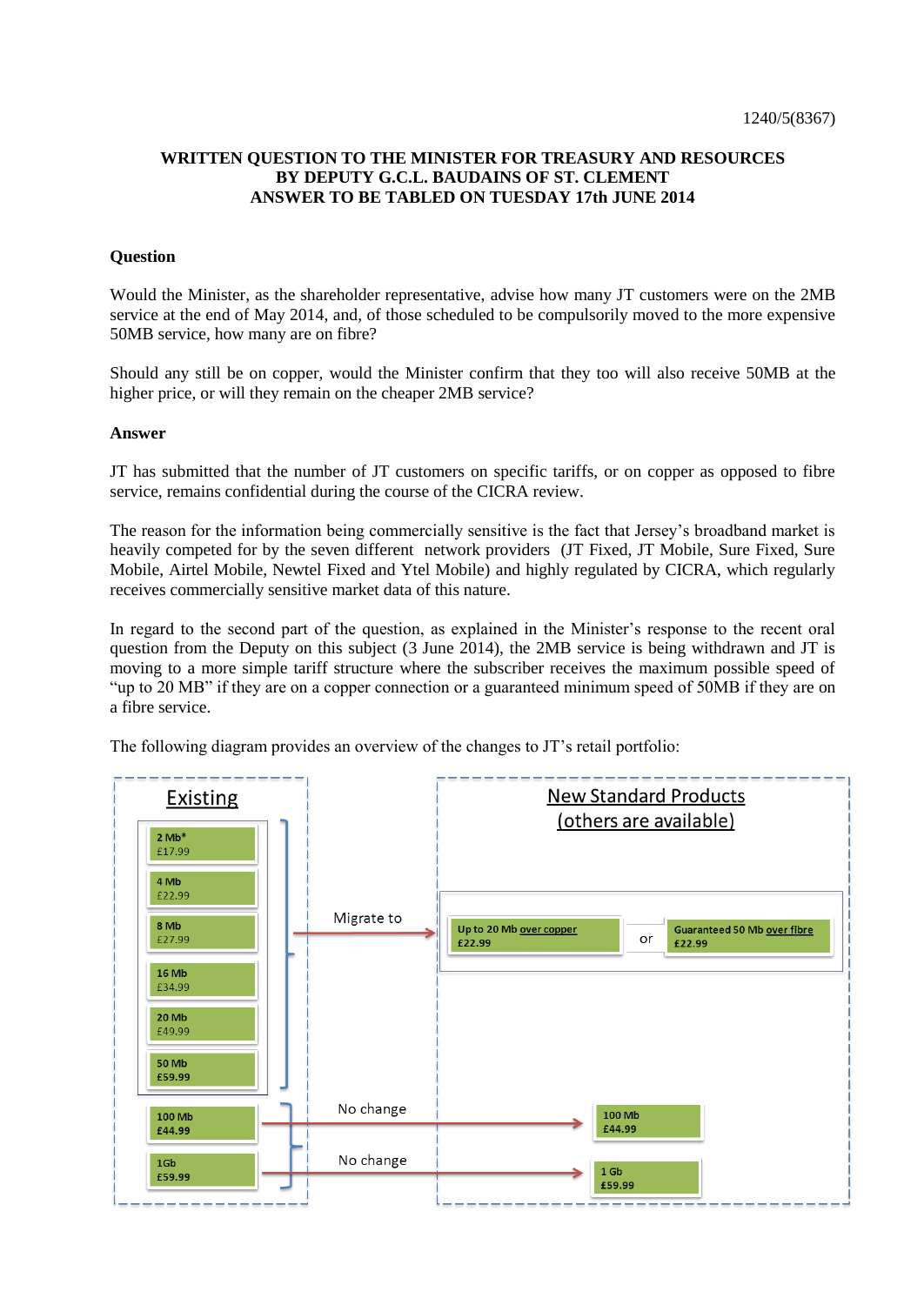1240/5(8367)

**WRITTEN QUESTION TO THE MINISTER FOR TREASURY AND RESOURCES BY DEPUTY G.C.L. BAUDAINS OF ST. CLEMENT ANSWER TO BE TABLED ON TUESDAY 17th JUNE 2014**

**Question**

Would the Minister, as the shareholder representative, advise how many JT customers were on the 2MB service at the end of May 2014, and, of those scheduled to be compulsorily moved to the more expensive 50MB service, how many are on fibre?

Should any still be on copper, would the Minister confirm that they too will also receive 50MB at the higher price, or will they remain on the cheaper 2MB service?

**Answer**

JT has submitted that the number of JT customers on specific tariffs, or on copper as opposed to fibre service, remains confidential during the course of the CICRA review.

The reason for the information being commercially sensitive is the fact that Jersey's broadband market is heavily competed for by the seven different network providers (JT Fixed, JT Mobile, Sure Fixed, Sure Mobile, Airtel Mobile, Newtel Fixed and Ytel Mobile) and highly regulated by CICRA, which regularly receives commercially sensitive market data of this nature.

In regard to the second part of the question, as explained in the Minister's response to the recent oral question from the Deputy on this subject (3 June 2014), the 2MB service is being withdrawn and JT is moving to a more simple tariff structure where the subscriber receives the maximum possible speed of "up to 20 MB" if they are on a copper connection or a guaranteed minimum speed of 50MB if they are on a fibre service.

The following diagram provides an overview of the changes to JT's retail portfolio:

| Existing | | New Standard Products (others are available) |
|---|---|---|
| 2 Mb* £17.99 | Migrate to | Up to 20 Mb over copper £22.99 or Guaranteed 50 Mb over fibre £22.99 |
| 4 Mb £22.99 | Migrate to | Up to 20 Mb over copper £22.99 or Guaranteed 50 Mb over fibre £22.99 |
| 8 Mb £27.99 | Migrate to | Up to 20 Mb over copper £22.99 or Guaranteed 50 Mb over fibre £22.99 |
| 16 Mb £34.99 | Migrate to | Up to 20 Mb over copper £22.99 or Guaranteed 50 Mb over fibre £22.99 |
| 20 Mb £49.99 | Migrate to | Up to 20 Mb over copper £22.99 or Guaranteed 50 Mb over fibre £22.99 |
| 50 Mb £59.99 | Migrate to | Up to 20 Mb over copper £22.99 or Guaranteed 50 Mb over fibre £22.99 |
| 100 Mb £44.99 | No change | 100 Mb £44.99 |
| 1Gb £59.99 | No change | 1 Gb £59.99 |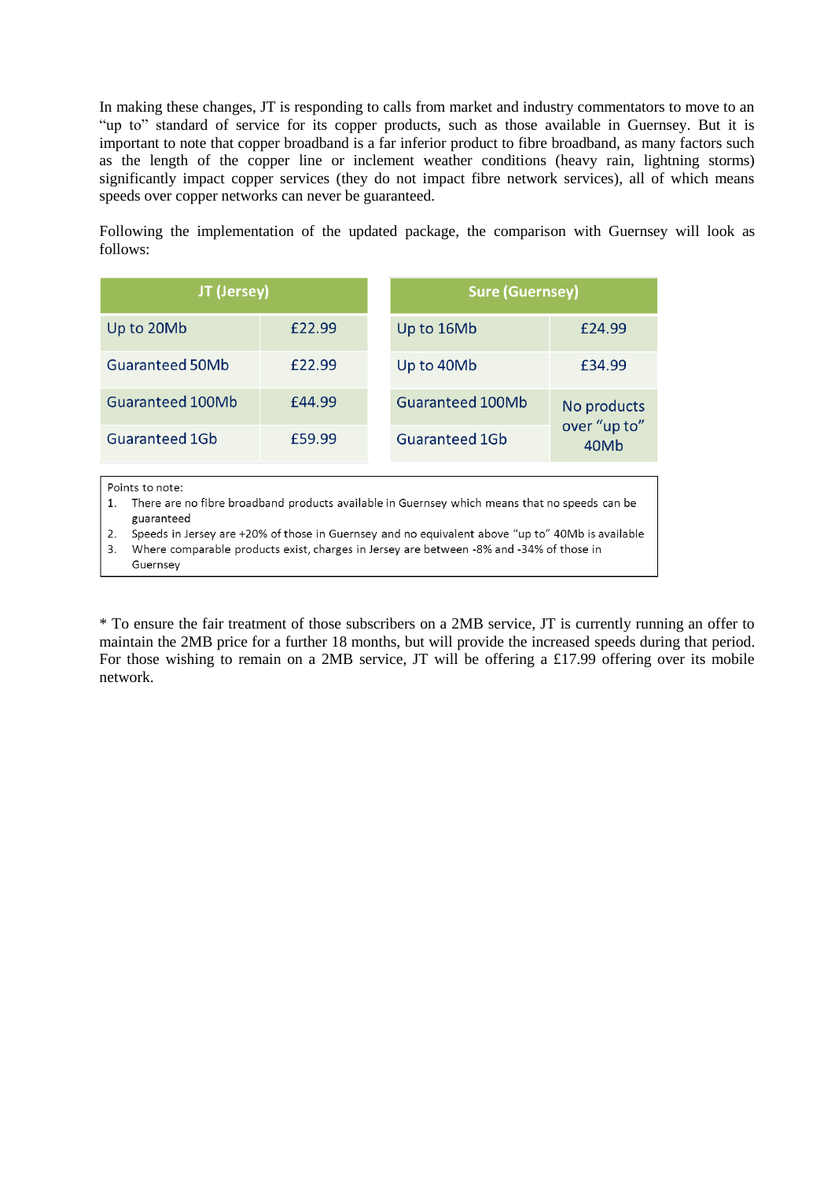In making these changes, JT is responding to calls from market and industry commentators to move to an "up to" standard of service for its copper products, such as those available in Guernsey. But it is important to note that copper broadband is a far inferior product to fibre broadband, as many factors such as the length of the copper line or inclement weather conditions (heavy rain, lightning storms) significantly impact copper services (they do not impact fibre network services), all of which means speeds over copper networks can never be guaranteed.

Following the implementation of the updated package, the comparison with Guernsey will look as follows:

| JT (Jersey) | | Sure (Guernsey) | |
|---|---|---|---|
| Up to 20Mb | £22.99 | Up to 16Mb | £24.99 |
| Guaranteed 50Mb | £22.99 | Up to 40Mb | £34.99 |
| Guaranteed 100Mb | £44.99 | Guaranteed 100Mb | No products over "up to" 40Mb |
| Guaranteed 1Gb | £59.99 | Guaranteed 1Gb | |

Points to note:

1. There are no fibre broadband products available in Guernsey which means that no speeds can be guaranteed
2. Speeds in Jersey are +20% of those in Guernsey and no equivalent above "up to" 40Mb is available
3. Where comparable products exist, charges in Jersey are between -8% and -34% of those in Guernsey

* To ensure the fair treatment of those subscribers on a 2MB service, JT is currently running an offer to maintain the 2MB price for a further 18 months, but will provide the increased speeds during that period. For those wishing to remain on a 2MB service, JT will be offering a £17.99 offering over its mobile network.